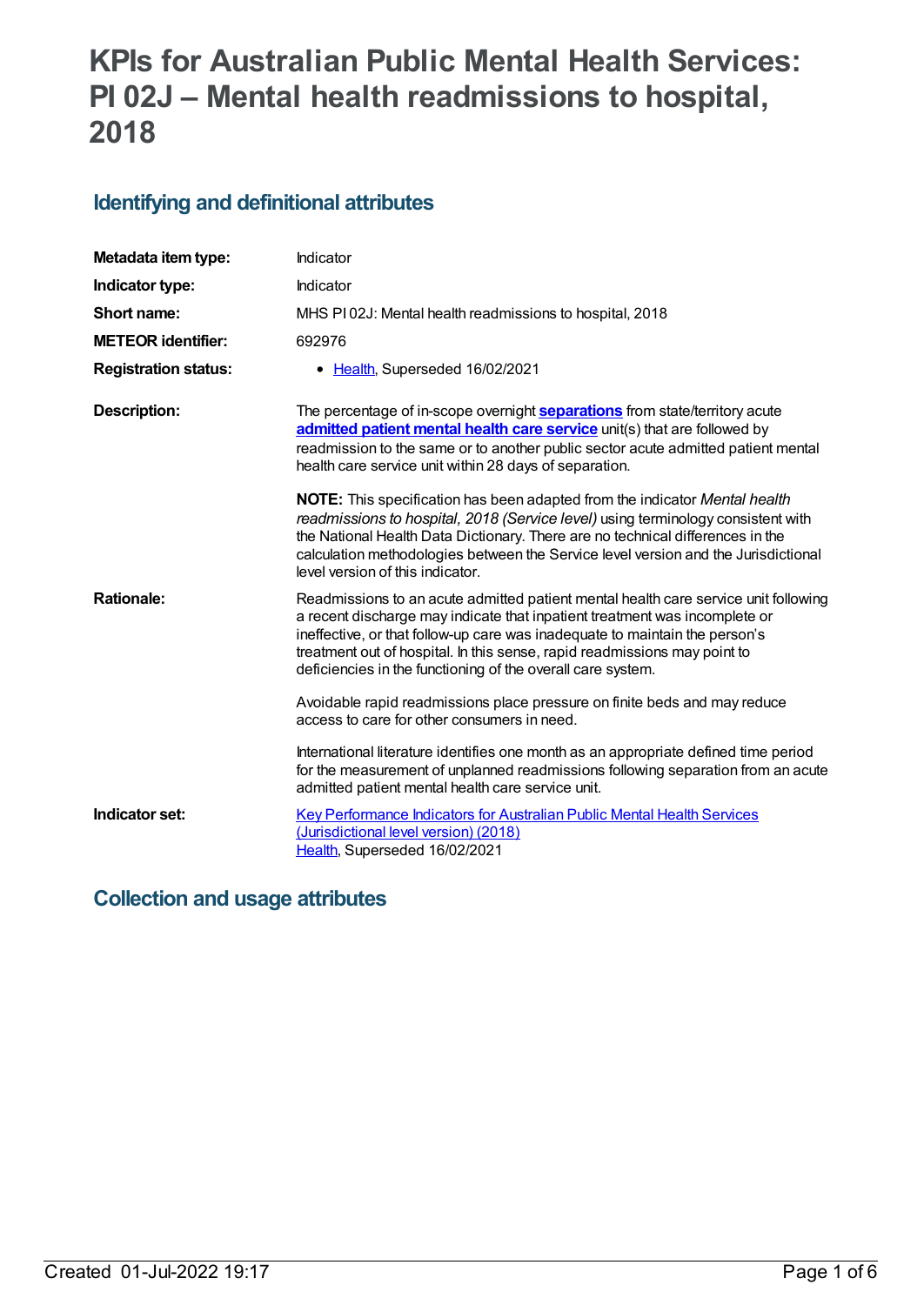# KPIs for Australian Public Mental Health Services: PI 02J – Mental health readmissions to hospital, 2018

## Identifying and definitional attributes

| | |
|---|---|
| **Metadata item type:** | Indicator |
| **Indicator type:** | Indicator |
| **Short name:** | MHS PI 02J: Mental health readmissions to hospital, 2018 |
| **METEOR identifier:** | 692976 |
| **Registration status:** | • Health, Superseded 16/02/2021 |
| **Description:** | The percentage of in-scope overnight **separations** from state/territory acute **admitted patient mental health care service** unit(s) that are followed by readmission to the same or to another public sector acute admitted patient mental health care service unit within 28 days of separation.<br><br>**NOTE:** This specification has been adapted from the indicator *Mental health readmissions to hospital, 2018 (Service level)* using terminology consistent with the National Health Data Dictionary. There are no technical differences in the calculation methodologies between the Service level version and the Jurisdictional level version of this indicator. |
| **Rationale:** | Readmissions to an acute admitted patient mental health care service unit following a recent discharge may indicate that inpatient treatment was incomplete or ineffective, or that follow-up care was inadequate to maintain the person's treatment out of hospital. In this sense, rapid readmissions may point to deficiencies in the functioning of the overall care system.<br><br>Avoidable rapid readmissions place pressure on finite beds and may reduce access to care for other consumers in need.<br><br>International literature identifies one month as an appropriate defined time period for the measurement of unplanned readmissions following separation from an acute admitted patient mental health care service unit. |
| **Indicator set:** | Key Performance Indicators for Australian Public Mental Health Services (Jurisdictional level version) (2018)<br>Health, Superseded 16/02/2021 |

## Collection and usage attributes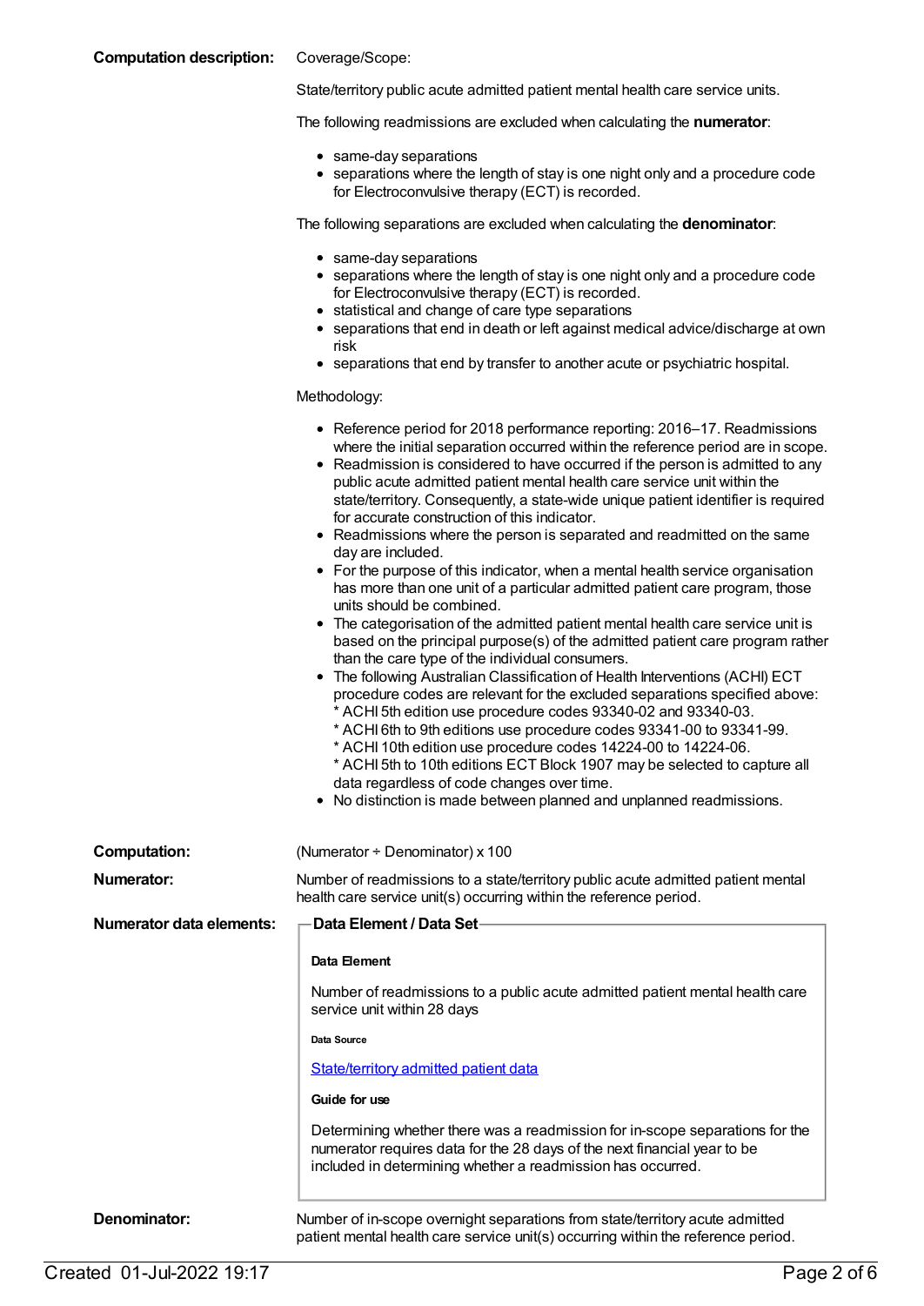**Computation description:** Coverage/Scope:

State/territory public acute admitted patient mental health care service units.

The following readmissions are excluded when calculating the **numerator**:

- same-day separations
- separations where the length of stay is one night only and a procedure code for Electroconvulsive therapy (ECT) is recorded.

The following separations are excluded when calculating the **denominator**:

- same-day separations
- separations where the length of stay is one night only and a procedure code for Electroconvulsive therapy (ECT) is recorded.
- statistical and change of care type separations
- separations that end in death or left against medical advice/discharge at own risk
- separations that end by transfer to another acute or psychiatric hospital.

Methodology:

- Reference period for 2018 performance reporting: 2016–17. Readmissions where the initial separation occurred within the reference period are in scope.
- Readmission is considered to have occurred if the person is admitted to any public acute admitted patient mental health care service unit within the state/territory. Consequently, a state-wide unique patient identifier is required for accurate construction of this indicator.
- Readmissions where the person is separated and readmitted on the same day are included.
- For the purpose of this indicator, when a mental health service organisation has more than one unit of a particular admitted patient care program, those units should be combined.
- The categorisation of the admitted patient mental health care service unit is based on the principal purpose(s) of the admitted patient care program rather than the care type of the individual consumers.
- The following Australian Classification of Health Interventions (ACHI) ECT procedure codes are relevant for the excluded separations specified above:
  * ACHI 5th edition use procedure codes 93340-02 and 93340-03.
  * ACHI 6th to 9th editions use procedure codes 93341-00 to 93341-99.
  * ACHI 10th edition use procedure codes 14224-00 to 14224-06.
  * ACHI 5th to 10th editions ECT Block 1907 may be selected to capture all data regardless of code changes over time.
- No distinction is made between planned and unplanned readmissions.

**Computation:** (Numerator ÷ Denominator) x 100

**Numerator:** Number of readmissions to a state/territory public acute admitted patient mental health care service unit(s) occurring within the reference period.

**Numerator data elements:**

**Data Element / Data Set**

**Data Element**

Number of readmissions to a public acute admitted patient mental health care service unit within 28 days

**Data Source**

State/territory admitted patient data

**Guide for use**

Determining whether there was a readmission for in-scope separations for the numerator requires data for the 28 days of the next financial year to be included in determining whether a readmission has occurred.

**Denominator:** Number of in-scope overnight separations from state/territory acute admitted patient mental health care service unit(s) occurring within the reference period.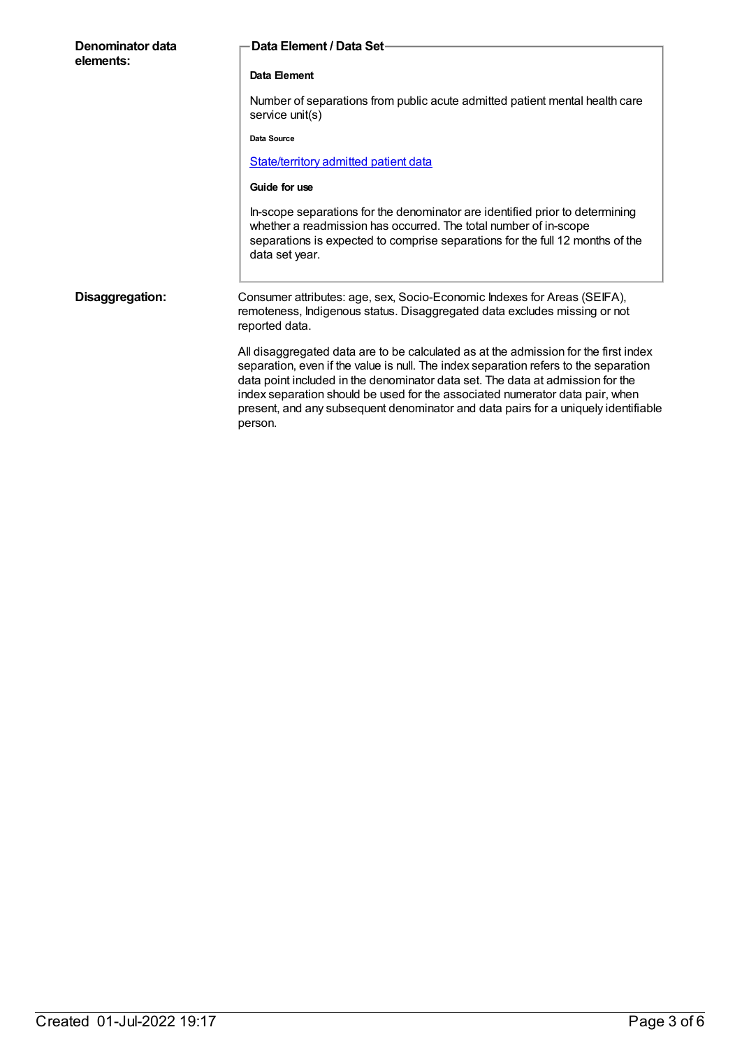**Denominator data elements:**

**Data Element / Data Set**

**Data Element**

Number of separations from public acute admitted patient mental health care service unit(s)

**Data Source**

State/territory admitted patient data

**Guide for use**

In-scope separations for the denominator are identified prior to determining whether a readmission has occurred. The total number of in-scope separations is expected to comprise separations for the full 12 months of the data set year.

**Disaggregation:**

Consumer attributes: age, sex, Socio-Economic Indexes for Areas (SEIFA), remoteness, Indigenous status. Disaggregated data excludes missing or not reported data.

All disaggregated data are to be calculated as at the admission for the first index separation, even if the value is null. The index separation refers to the separation data point included in the denominator data set. The data at admission for the index separation should be used for the associated numerator data pair, when present, and any subsequent denominator and data pairs for a uniquely identifiable person.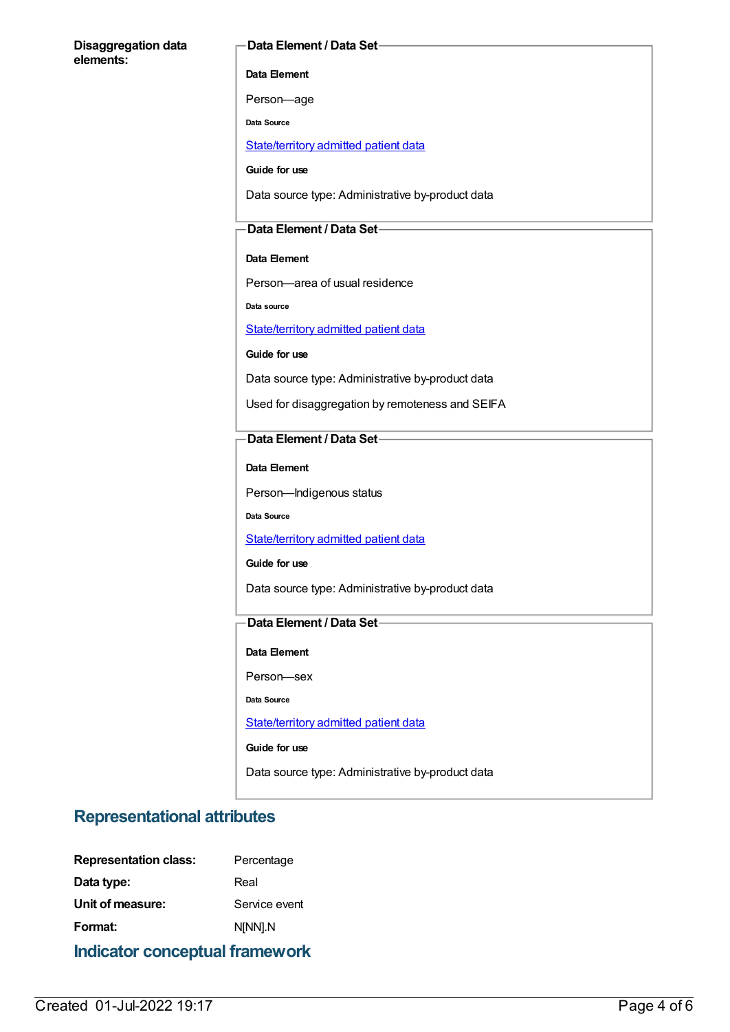**Disaggregation data elements:**

**Data Element / Data Set**

**Data Element**

Person—age

**Data Source**

State/territory admitted patient data

**Guide for use**

Data source type: Administrative by-product data

**Data Element / Data Set**

**Data Element**

Person—area of usual residence

**Data source**

State/territory admitted patient data

**Guide for use**

Data source type: Administrative by-product data

Used for disaggregation by remoteness and SEIFA

**Data Element / Data Set**

**Data Element**

Person—Indigenous status

**Data Source**

State/territory admitted patient data

**Guide for use**

Data source type: Administrative by-product data

**Data Element / Data Set**

**Data Element**

Person—sex

**Data Source**

State/territory admitted patient data

**Guide for use**

Data source type: Administrative by-product data

## Representational attributes

**Representation class:** Percentage

**Data type:** Real

**Unit of measure:** Service event

**Format:** N[NN].N

## Indicator conceptual framework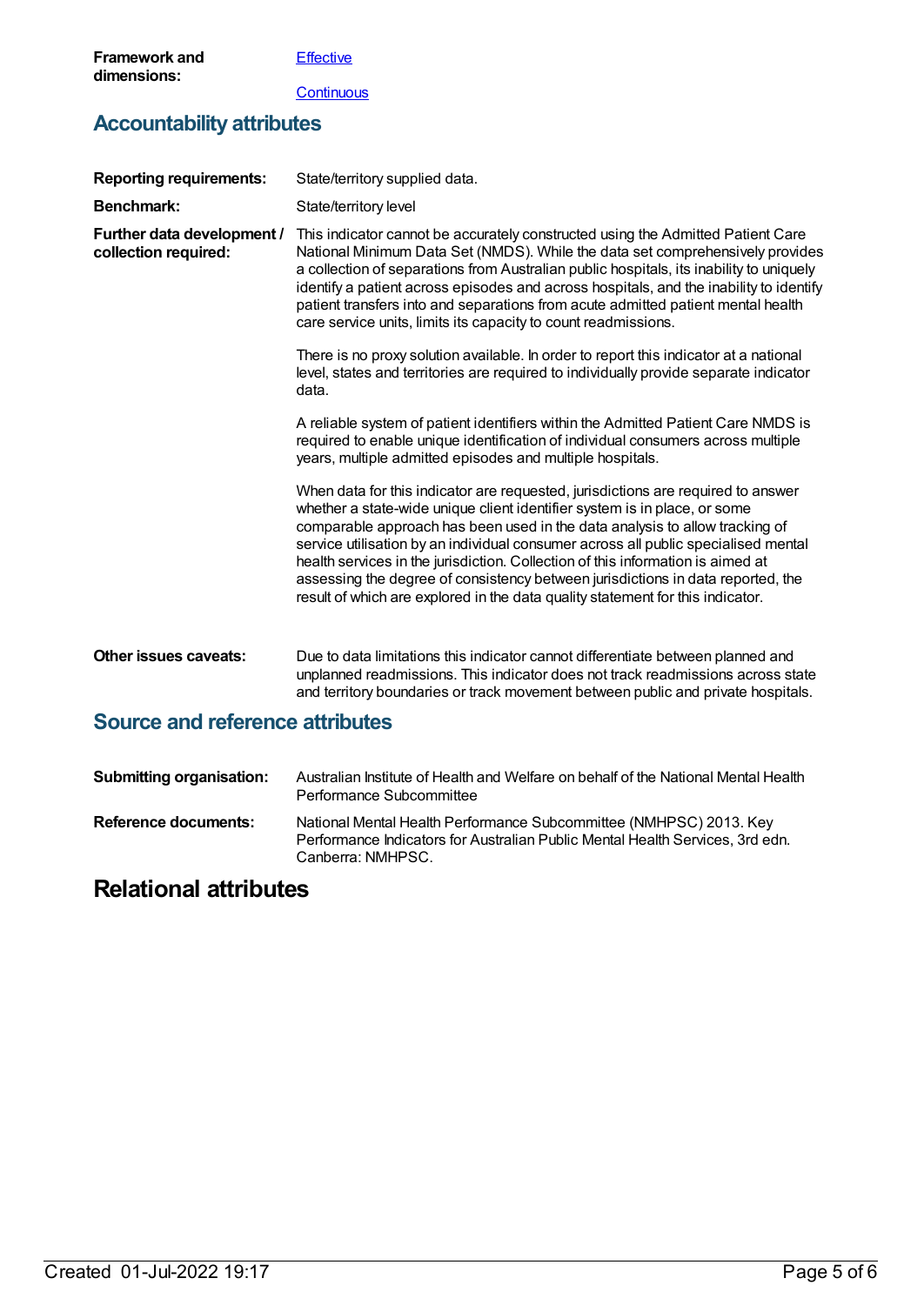**Framework and dimensions:**

[Effective](#)

[Continuous](#)

## Accountability attributes

**Reporting requirements:** State/territory supplied data.

**Benchmark:** State/territory level

**Further data development / collection required:**

This indicator cannot be accurately constructed using the Admitted Patient Care National Minimum Data Set (NMDS). While the data set comprehensively provides a collection of separations from Australian public hospitals, its inability to uniquely identify a patient across episodes and across hospitals, and the inability to identify patient transfers into and separations from acute admitted patient mental health care service units, limits its capacity to count readmissions.

There is no proxy solution available. In order to report this indicator at a national level, states and territories are required to individually provide separate indicator data.

A reliable system of patient identifiers within the Admitted Patient Care NMDS is required to enable unique identification of individual consumers across multiple years, multiple admitted episodes and multiple hospitals.

When data for this indicator are requested, jurisdictions are required to answer whether a state-wide unique client identifier system is in place, or some comparable approach has been used in the data analysis to allow tracking of service utilisation by an individual consumer across all public specialised mental health services in the jurisdiction. Collection of this information is aimed at assessing the degree of consistency between jurisdictions in data reported, the result of which are explored in the data quality statement for this indicator.

**Other issues caveats:** Due to data limitations this indicator cannot differentiate between planned and unplanned readmissions. This indicator does not track readmissions across state and territory boundaries or track movement between public and private hospitals.

## Source and reference attributes

**Submitting organisation:** Australian Institute of Health and Welfare on behalf of the National Mental Health Performance Subcommittee

**Reference documents:** National Mental Health Performance Subcommittee (NMHPSC) 2013. Key Performance Indicators for Australian Public Mental Health Services, 3rd edn. Canberra: NMHPSC.

# Relational attributes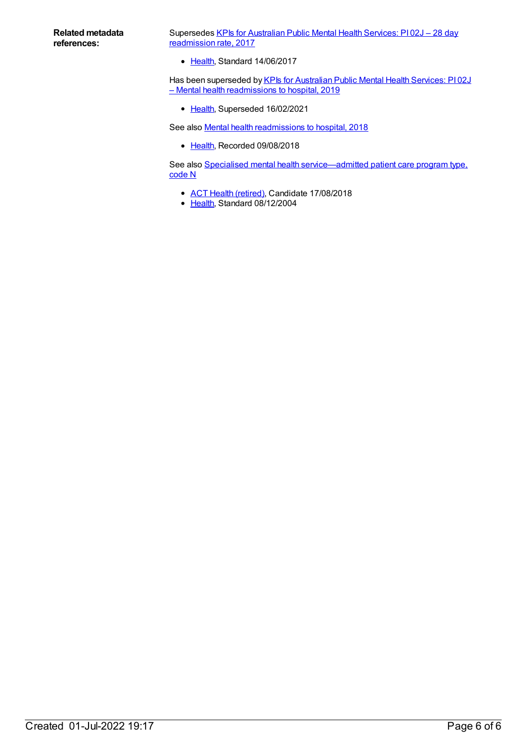**Related metadata references:**

Supersedes KPIs for Australian Public Mental Health Services: PI 02J – 28 day readmission rate, 2017

- Health, Standard 14/06/2017

Has been superseded by KPIs for Australian Public Mental Health Services: PI 02J – Mental health readmissions to hospital, 2019

- Health, Superseded 16/02/2021

See also Mental health readmissions to hospital, 2018

- Health, Recorded 09/08/2018

See also Specialised mental health service—admitted patient care program type, code N

- ACT Health (retired), Candidate 17/08/2018
- Health, Standard 08/12/2004